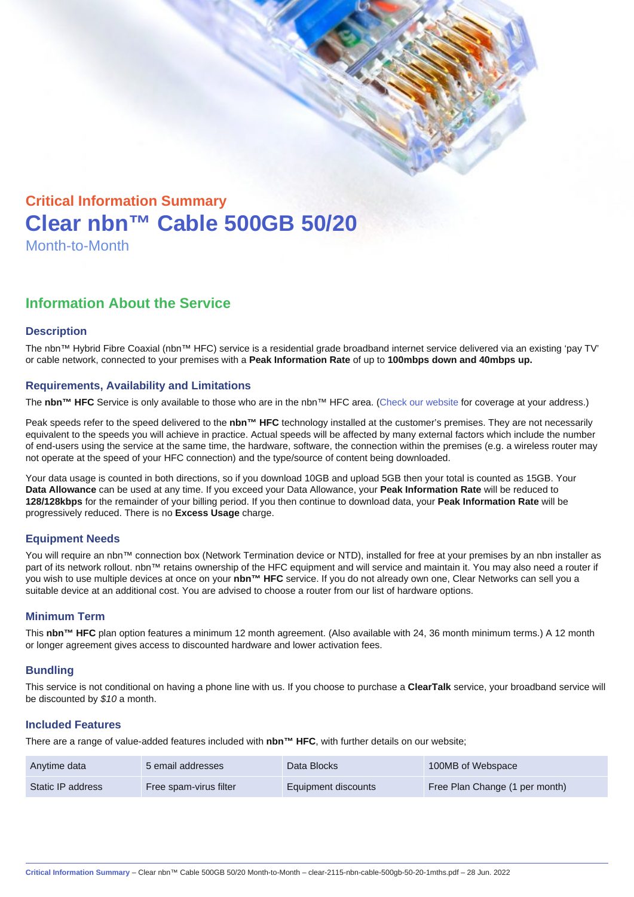## Critical Information Summary

# Clear nbn™ Cable 500GB 50/20

Month-to-Month

## Information About the Service

### Description

The nbn™ Hybrid Fibre Coaxial (nbn™ HFC) service is a residential grade broadband internet service delivered via an existing 'pay TV' or cable network, connected to your premises with a **Peak Information Rate** of up to **100mbps down and 40mbps up.**

### Requirements, Availability and Limitations

The **nbn™ HFC** Service is only available to those who are in the nbn™ HFC area. (Check our website for coverage at your address.)

Peak speeds refer to the speed delivered to the **nbn™ HFC** technology installed at the customer's premises. They are not necessarily equivalent to the speeds you will achieve in practice. Actual speeds will be affected by many external factors which include the number of end-users using the service at the same time, the hardware, software, the connection within the premises (e.g. a wireless router may not operate at the speed of your HFC connection) and the type/source of content being downloaded.

Your data usage is counted in both directions, so if you download 10GB and upload 5GB then your total is counted as 15GB. Your **Data Allowance** can be used at any time. If you exceed your Data Allowance, your **Peak Information Rate** will be reduced to **128/128kbps** for the remainder of your billing period. If you then continue to download data, your **Peak Information Rate** will be progressively reduced. There is no **Excess Usage** charge.

### Equipment Needs

You will require an nbn™ connection box (Network Termination device or NTD), installed for free at your premises by an nbn installer as part of its network rollout. nbn™ retains ownership of the HFC equipment and will service and maintain it. You may also need a router if you wish to use multiple devices at once on your **nbn™ HFC** service. If you do not already own one, Clear Networks can sell you a suitable device at an additional cost. You are advised to choose a router from our list of hardware options.

### Minimum Term

This **nbn™ HFC** plan option features a minimum 12 month agreement. (Also available with 24, 36 month minimum terms.) A 12 month or longer agreement gives access to discounted hardware and lower activation fees.

### Bundling

This service is not conditional on having a phone line with us. If you choose to purchase a **ClearTalk** service, your broadband service will be discounted by *$10* a month.

### Included Features

There are a range of value-added features included with **nbn™ HFC**, with further details on our website;

| | | | |
|---|---|---|---|
| Anytime data | 5 email addresses | Data Blocks | 100MB of Webspace |
| Static IP address | Free spam-virus filter | Equipment discounts | Free Plan Change (1 per month) |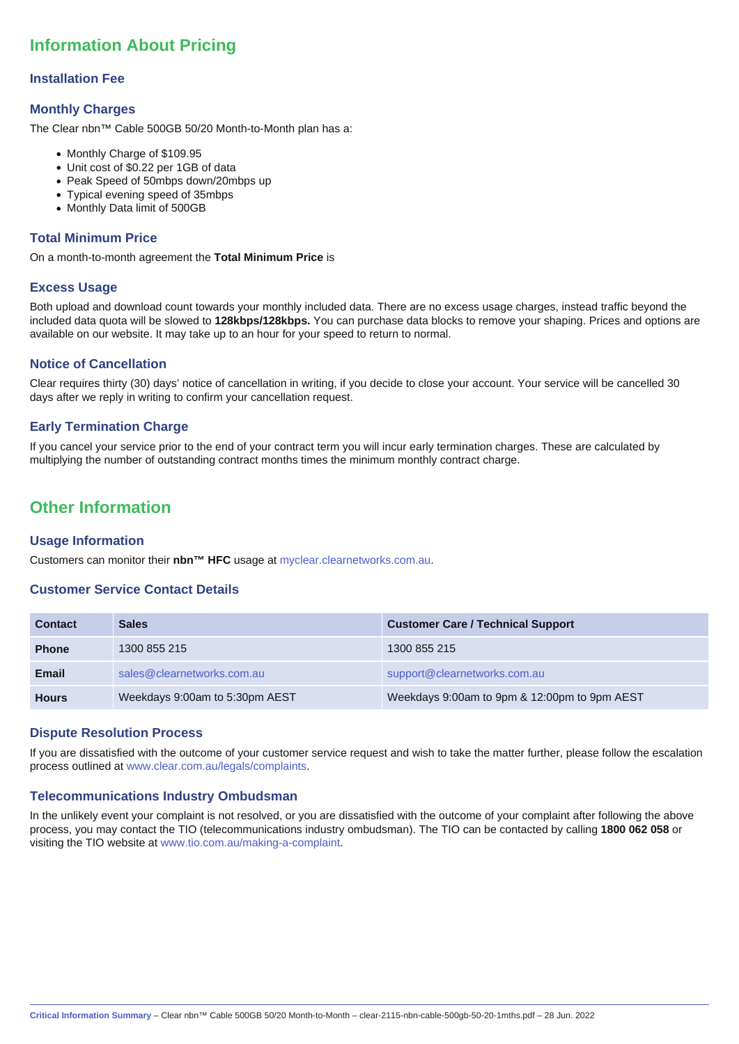# Information About Pricing

## Installation Fee

## Monthly Charges

The Clear nbn™ Cable 500GB 50/20 Month-to-Month plan has a:

- Monthly Charge of $109.95
- Unit cost of $0.22 per 1GB of data
- Peak Speed of 50mbps down/20mbps up
- Typical evening speed of 35mbps
- Monthly Data limit of 500GB

## Total Minimum Price

On a month-to-month agreement the **Total Minimum Price** is

## Excess Usage

Both upload and download count towards your monthly included data. There are no excess usage charges, instead traffic beyond the included data quota will be slowed to **128kbps/128kbps.** You can purchase data blocks to remove your shaping. Prices and options are available on our website. It may take up to an hour for your speed to return to normal.

## Notice of Cancellation

Clear requires thirty (30) days' notice of cancellation in writing, if you decide to close your account. Your service will be cancelled 30 days after we reply in writing to confirm your cancellation request.

## Early Termination Charge

If you cancel your service prior to the end of your contract term you will incur early termination charges. These are calculated by multiplying the number of outstanding contract months times the minimum monthly contract charge.

# Other Information

## Usage Information

Customers can monitor their **nbn™ HFC** usage at myclear.clearnetworks.com.au.

## Customer Service Contact Details

| Contact | Sales | Customer Care / Technical Support |
|---|---|---|
| **Phone** | 1300 855 215 | 1300 855 215 |
| **Email** | sales@clearnetworks.com.au | support@clearnetworks.com.au |
| **Hours** | Weekdays 9:00am to 5:30pm AEST | Weekdays 9:00am to 9pm & 12:00pm to 9pm AEST |

## Dispute Resolution Process

If you are dissatisfied with the outcome of your customer service request and wish to take the matter further, please follow the escalation process outlined at www.clear.com.au/legals/complaints.

## Telecommunications Industry Ombudsman

In the unlikely event your complaint is not resolved, or you are dissatisfied with the outcome of your complaint after following the above process, you may contact the TIO (telecommunications industry ombudsman). The TIO can be contacted by calling **1800 062 058** or visiting the TIO website at www.tio.com.au/making-a-complaint.